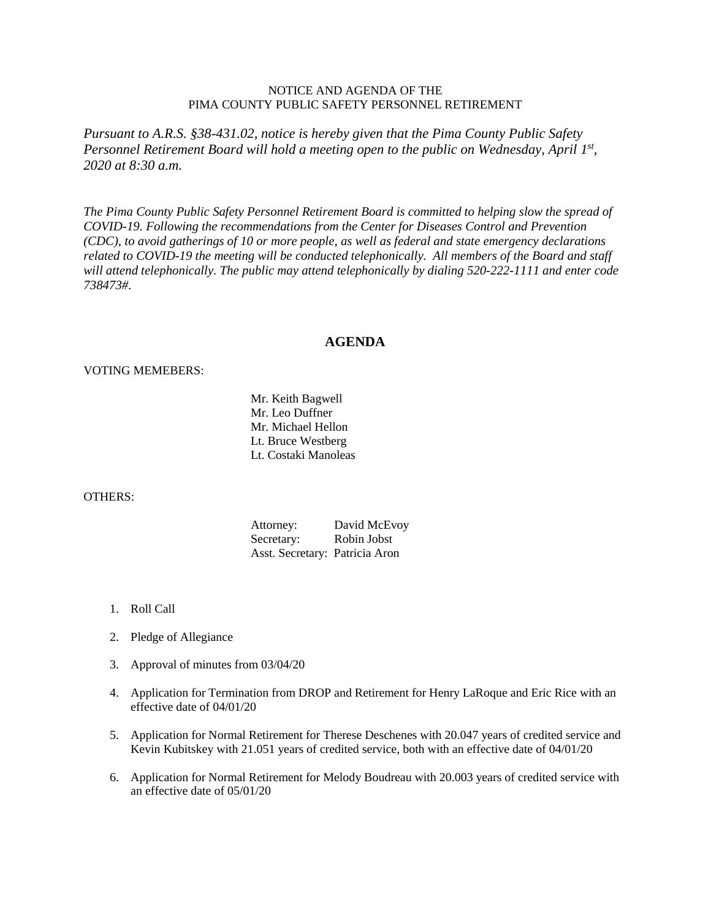NOTICE AND AGENDA OF THE
PIMA COUNTY PUBLIC SAFETY PERSONNEL RETIREMENT

*Pursuant to A.R.S. §38-431.02, notice is hereby given that the Pima County Public Safety Personnel Retirement Board will hold a meeting open to the public on Wednesday, April 1st, 2020 at 8:30 a.m.*

*The Pima County Public Safety Personnel Retirement Board is committed to helping slow the spread of COVID-19. Following the recommendations from the Center for Diseases Control and Prevention (CDC), to avoid gatherings of 10 or more people, as well as federal and state emergency declarations related to COVID-19 the meeting will be conducted telephonically. All members of the Board and staff will attend telephonically. The public may attend telephonically by dialing 520-222-1111 and enter code 738473#.*

## AGENDA

VOTING MEMEBERS:

Mr. Keith Bagwell
Mr. Leo Duffner
Mr. Michael Hellon
Lt. Bruce Westberg
Lt. Costaki Manoleas

OTHERS:

Attorney: David McEvoy
Secretary: Robin Jobst
Asst. Secretary: Patricia Aron

1. Roll Call
2. Pledge of Allegiance
3. Approval of minutes from 03/04/20
4. Application for Termination from DROP and Retirement for Henry LaRoque and Eric Rice with an effective date of 04/01/20
5. Application for Normal Retirement for Therese Deschenes with 20.047 years of credited service and Kevin Kubitskey with 21.051 years of credited service, both with an effective date of 04/01/20
6. Application for Normal Retirement for Melody Boudreau with 20.003 years of credited service with an effective date of 05/01/20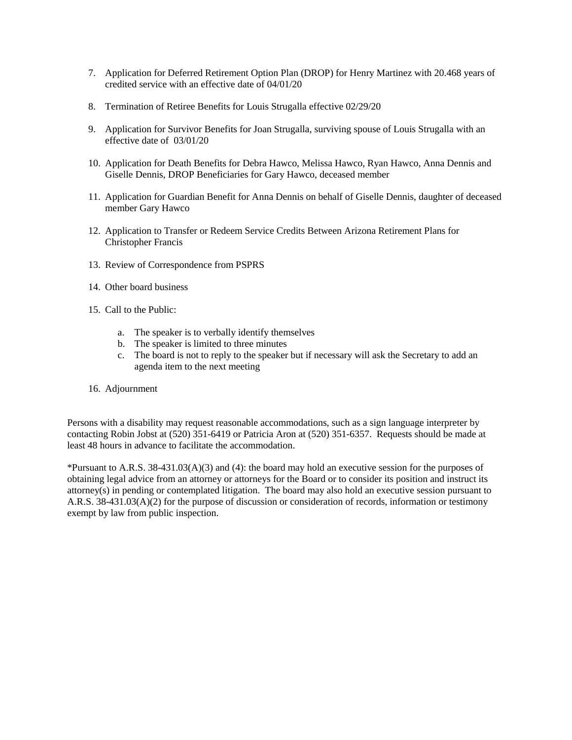7. Application for Deferred Retirement Option Plan (DROP) for Henry Martinez with 20.468 years of credited service with an effective date of 04/01/20

8. Termination of Retiree Benefits for Louis Strugalla effective 02/29/20

9. Application for Survivor Benefits for Joan Strugalla, surviving spouse of Louis Strugalla with an effective date of 03/01/20

10. Application for Death Benefits for Debra Hawco, Melissa Hawco, Ryan Hawco, Anna Dennis and Giselle Dennis, DROP Beneficiaries for Gary Hawco, deceased member

11. Application for Guardian Benefit for Anna Dennis on behalf of Giselle Dennis, daughter of deceased member Gary Hawco

12. Application to Transfer or Redeem Service Credits Between Arizona Retirement Plans for Christopher Francis

13. Review of Correspondence from PSPRS

14. Other board business

15. Call to the Public:

    a. The speaker is to verbally identify themselves
    b. The speaker is limited to three minutes
    c. The board is not to reply to the speaker but if necessary will ask the Secretary to add an agenda item to the next meeting

16. Adjournment

Persons with a disability may request reasonable accommodations, such as a sign language interpreter by contacting Robin Jobst at (520) 351-6419 or Patricia Aron at (520) 351-6357. Requests should be made at least 48 hours in advance to facilitate the accommodation.

*Pursuant to A.R.S. 38-431.03(A)(3) and (4): the board may hold an executive session for the purposes of obtaining legal advice from an attorney or attorneys for the Board or to consider its position and instruct its attorney(s) in pending or contemplated litigation. The board may also hold an executive session pursuant to A.R.S. 38-431.03(A)(2) for the purpose of discussion or consideration of records, information or testimony exempt by law from public inspection.